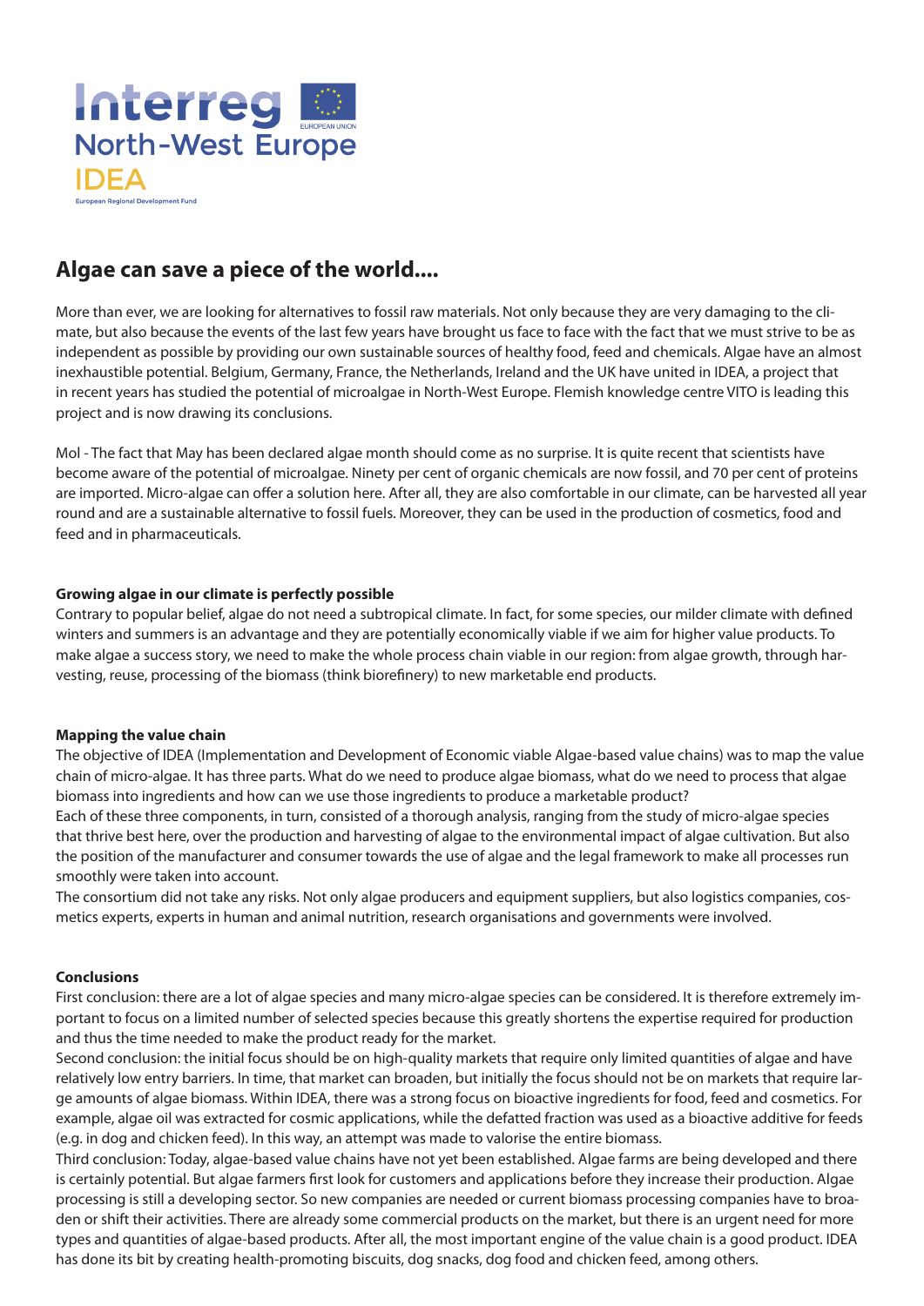Interreg North-West Europe

IDEA

European Regional Development Fund

# Algae can save a piece of the world....

More than ever, we are looking for alternatives to fossil raw materials. Not only because they are very damaging to the climate, but also because the events of the last few years have brought us face to face with the fact that we must strive to be as independent as possible by providing our own sustainable sources of healthy food, feed and chemicals. Algae have an almost inexhaustible potential. Belgium, Germany, France, the Netherlands, Ireland and the UK have united in IDEA, a project that in recent years has studied the potential of microalgae in North-West Europe. Flemish knowledge centre VITO is leading this project and is now drawing its conclusions.

Mol - The fact that May has been declared algae month should come as no surprise. It is quite recent that scientists have become aware of the potential of microalgae. Ninety per cent of organic chemicals are now fossil, and 70 per cent of proteins are imported. Micro-algae can offer a solution here. After all, they are also comfortable in our climate, can be harvested all year round and are a sustainable alternative to fossil fuels. Moreover, they can be used in the production of cosmetics, food and feed and in pharmaceuticals.

**Growing algae in our climate is perfectly possible**

Contrary to popular belief, algae do not need a subtropical climate. In fact, for some species, our milder climate with defined winters and summers is an advantage and they are potentially economically viable if we aim for higher value products. To make algae a success story, we need to make the whole process chain viable in our region: from algae growth, through harvesting, reuse, processing of the biomass (think biorefinery) to new marketable end products.

**Mapping the value chain**

The objective of IDEA (Implementation and Development of Economic viable Algae-based value chains) was to map the value chain of micro-algae. It has three parts. What do we need to produce algae biomass, what do we need to process that algae biomass into ingredients and how can we use those ingredients to produce a marketable product?

Each of these three components, in turn, consisted of a thorough analysis, ranging from the study of micro-algae species that thrive best here, over the production and harvesting of algae to the environmental impact of algae cultivation. But also the position of the manufacturer and consumer towards the use of algae and the legal framework to make all processes run smoothly were taken into account.

The consortium did not take any risks. Not only algae producers and equipment suppliers, but also logistics companies, cosmetics experts, experts in human and animal nutrition, research organisations and governments were involved.

**Conclusions**

First conclusion: there are a lot of algae species and many micro-algae species can be considered. It is therefore extremely important to focus on a limited number of selected species because this greatly shortens the expertise required for production and thus the time needed to make the product ready for the market.

Second conclusion: the initial focus should be on high-quality markets that require only limited quantities of algae and have relatively low entry barriers. In time, that market can broaden, but initially the focus should not be on markets that require large amounts of algae biomass. Within IDEA, there was a strong focus on bioactive ingredients for food, feed and cosmetics. For example, algae oil was extracted for cosmic applications, while the defatted fraction was used as a bioactive additive for feeds (e.g. in dog and chicken feed). In this way, an attempt was made to valorise the entire biomass.

Third conclusion: Today, algae-based value chains have not yet been established. Algae farms are being developed and there is certainly potential. But algae farmers first look for customers and applications before they increase their production. Algae processing is still a developing sector. So new companies are needed or current biomass processing companies have to broaden or shift their activities. There are already some commercial products on the market, but there is an urgent need for more types and quantities of algae-based products. After all, the most important engine of the value chain is a good product. IDEA has done its bit by creating health-promoting biscuits, dog snacks, dog food and chicken feed, among others.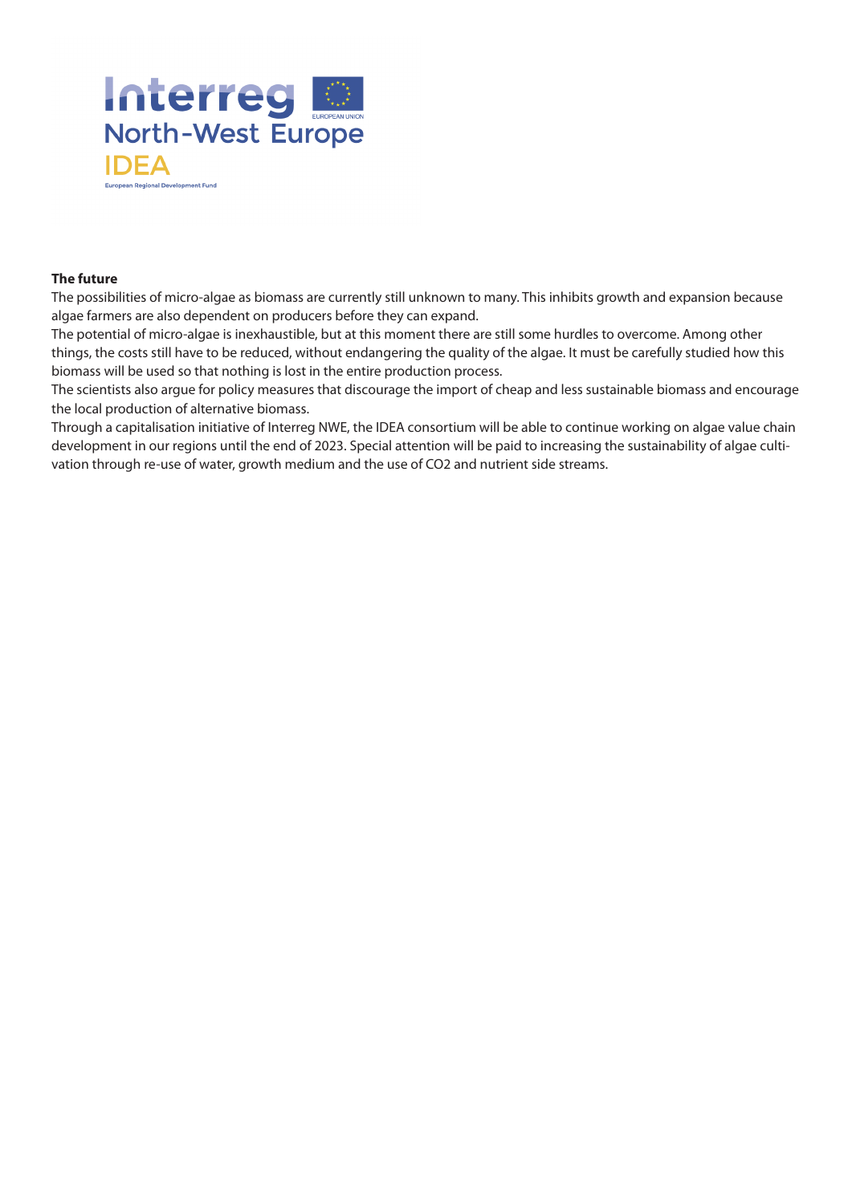**The future**

The possibilities of micro-algae as biomass are currently still unknown to many. This inhibits growth and expansion because algae farmers are also dependent on producers before they can expand.

The potential of micro-algae is inexhaustible, but at this moment there are still some hurdles to overcome. Among other things, the costs still have to be reduced, without endangering the quality of the algae. It must be carefully studied how this biomass will be used so that nothing is lost in the entire production process.

The scientists also argue for policy measures that discourage the import of cheap and less sustainable biomass and encourage the local production of alternative biomass.

Through a capitalisation initiative of Interreg NWE, the IDEA consortium will be able to continue working on algae value chain development in our regions until the end of 2023. Special attention will be paid to increasing the sustainability of algae cultivation through re-use of water, growth medium and the use of $CO_2$ and nutrient side streams.